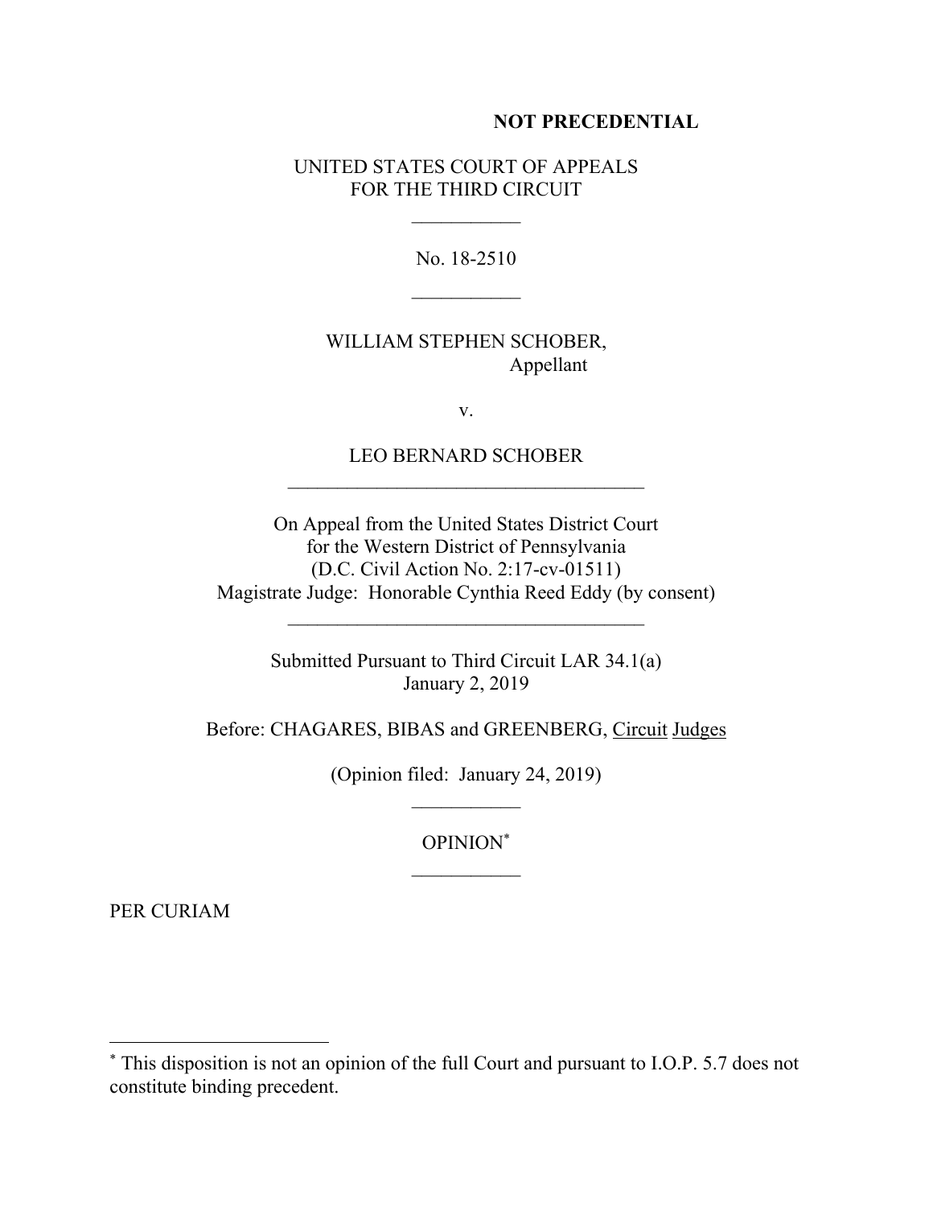**NOT PRECEDENTIAL**

UNITED STATES COURT OF APPEALS
FOR THE THIRD CIRCUIT

\_\_\_\_\_\_\_\_\_\_\_

No. 18-2510

\_\_\_\_\_\_\_\_\_\_\_

WILLIAM STEPHEN SCHOBER,
Appellant

v.

LEO BERNARD SCHOBER

\_\_\_\_\_\_\_\_\_\_\_\_\_\_\_\_\_\_\_\_\_\_\_\_\_\_\_\_\_\_\_\_\_\_\_\_

On Appeal from the United States District Court
for the Western District of Pennsylvania
(D.C. Civil Action No. 2:17-cv-01511)
Magistrate Judge: Honorable Cynthia Reed Eddy (by consent)

\_\_\_\_\_\_\_\_\_\_\_\_\_\_\_\_\_\_\_\_\_\_\_\_\_\_\_\_\_\_\_\_\_\_\_\_

Submitted Pursuant to Third Circuit LAR 34.1(a)
January 2, 2019

Before: CHAGARES, BIBAS and GREENBERG, Circuit Judges

(Opinion filed: January 24, 2019)

\_\_\_\_\_\_\_\_\_\_\_

OPINION*

\_\_\_\_\_\_\_\_\_\_\_

PER CURIAM

---

* This disposition is not an opinion of the full Court and pursuant to I.O.P. 5.7 does not constitute binding precedent.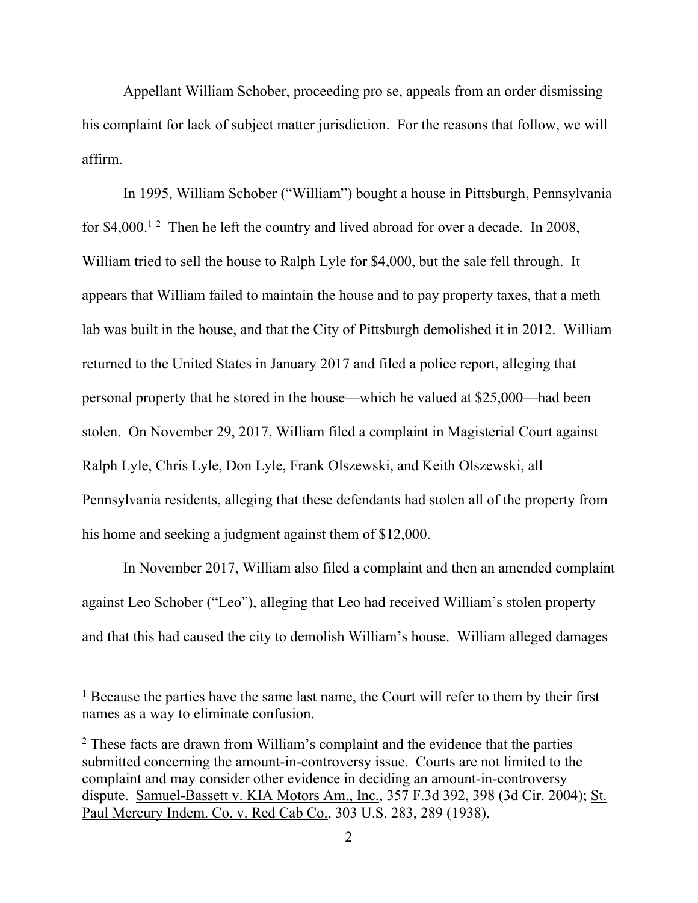Appellant William Schober, proceeding pro se, appeals from an order dismissing his complaint for lack of subject matter jurisdiction. For the reasons that follow, we will affirm.

In 1995, William Schober ("William") bought a house in Pittsburgh, Pennsylvania for $4,000.[1] [2] Then he left the country and lived abroad for over a decade. In 2008, William tried to sell the house to Ralph Lyle for $4,000, but the sale fell through. It appears that William failed to maintain the house and to pay property taxes, that a meth lab was built in the house, and that the City of Pittsburgh demolished it in 2012. William returned to the United States in January 2017 and filed a police report, alleging that personal property that he stored in the house—which he valued at $25,000—had been stolen. On November 29, 2017, William filed a complaint in Magisterial Court against Ralph Lyle, Chris Lyle, Don Lyle, Frank Olszewski, and Keith Olszewski, all Pennsylvania residents, alleging that these defendants had stolen all of the property from his home and seeking a judgment against them of $12,000.

In November 2017, William also filed a complaint and then an amended complaint against Leo Schober ("Leo"), alleging that Leo had received William's stolen property and that this had caused the city to demolish William's house. William alleged damages

---

[1] Because the parties have the same last name, the Court will refer to them by their first names as a way to eliminate confusion.

[2] These facts are drawn from William's complaint and the evidence that the parties submitted concerning the amount-in-controversy issue. Courts are not limited to the complaint and may consider other evidence in deciding an amount-in-controversy dispute. Samuel-Bassett v. KIA Motors Am., Inc., 357 F.3d 392, 398 (3d Cir. 2004); St. Paul Mercury Indem. Co. v. Red Cab Co., 303 U.S. 283, 289 (1938).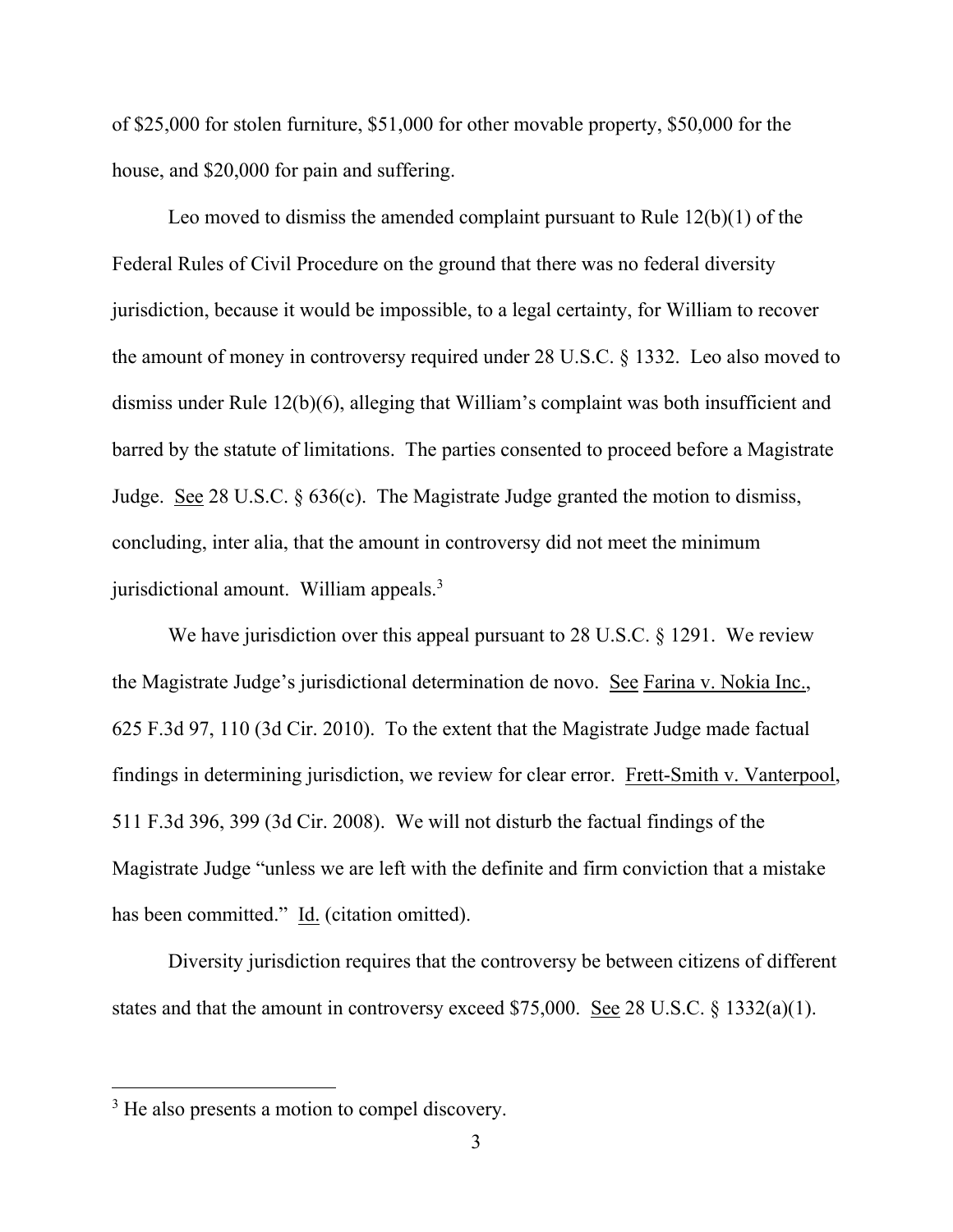of $25,000 for stolen furniture, $51,000 for other movable property, $50,000 for the house, and $20,000 for pain and suffering.

Leo moved to dismiss the amended complaint pursuant to Rule 12(b)(1) of the Federal Rules of Civil Procedure on the ground that there was no federal diversity jurisdiction, because it would be impossible, to a legal certainty, for William to recover the amount of money in controversy required under 28 U.S.C. § 1332. Leo also moved to dismiss under Rule 12(b)(6), alleging that William's complaint was both insufficient and barred by the statute of limitations. The parties consented to proceed before a Magistrate Judge. See 28 U.S.C. § 636(c). The Magistrate Judge granted the motion to dismiss, concluding, inter alia, that the amount in controversy did not meet the minimum jurisdictional amount. William appeals.[3]

We have jurisdiction over this appeal pursuant to 28 U.S.C. § 1291. We review the Magistrate Judge's jurisdictional determination de novo. See Farina v. Nokia Inc., 625 F.3d 97, 110 (3d Cir. 2010). To the extent that the Magistrate Judge made factual findings in determining jurisdiction, we review for clear error. Frett-Smith v. Vanterpool, 511 F.3d 396, 399 (3d Cir. 2008). We will not disturb the factual findings of the Magistrate Judge "unless we are left with the definite and firm conviction that a mistake has been committed." Id. (citation omitted).

Diversity jurisdiction requires that the controversy be between citizens of different states and that the amount in controversy exceed $75,000. See 28 U.S.C. § 1332(a)(1).

[3] He also presents a motion to compel discovery.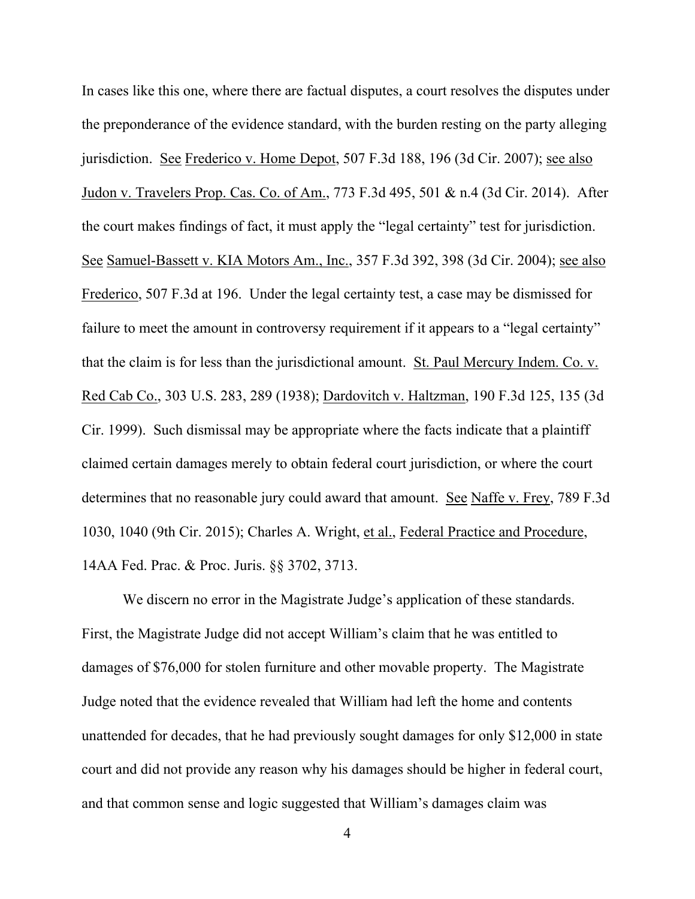In cases like this one, where there are factual disputes, a court resolves the disputes under the preponderance of the evidence standard, with the burden resting on the party alleging jurisdiction. See Frederico v. Home Depot, 507 F.3d 188, 196 (3d Cir. 2007); see also Judon v. Travelers Prop. Cas. Co. of Am., 773 F.3d 495, 501 & n.4 (3d Cir. 2014). After the court makes findings of fact, it must apply the "legal certainty" test for jurisdiction. See Samuel-Bassett v. KIA Motors Am., Inc., 357 F.3d 392, 398 (3d Cir. 2004); see also Frederico, 507 F.3d at 196. Under the legal certainty test, a case may be dismissed for failure to meet the amount in controversy requirement if it appears to a "legal certainty" that the claim is for less than the jurisdictional amount. St. Paul Mercury Indem. Co. v. Red Cab Co., 303 U.S. 283, 289 (1938); Dardovitch v. Haltzman, 190 F.3d 125, 135 (3d Cir. 1999). Such dismissal may be appropriate where the facts indicate that a plaintiff claimed certain damages merely to obtain federal court jurisdiction, or where the court determines that no reasonable jury could award that amount. See Naffe v. Frey, 789 F.3d 1030, 1040 (9th Cir. 2015); Charles A. Wright, et al., Federal Practice and Procedure, 14AA Fed. Prac. & Proc. Juris. §§ 3702, 3713.

We discern no error in the Magistrate Judge's application of these standards. First, the Magistrate Judge did not accept William's claim that he was entitled to damages of $76,000 for stolen furniture and other movable property. The Magistrate Judge noted that the evidence revealed that William had left the home and contents unattended for decades, that he had previously sought damages for only $12,000 in state court and did not provide any reason why his damages should be higher in federal court, and that common sense and logic suggested that William's damages claim was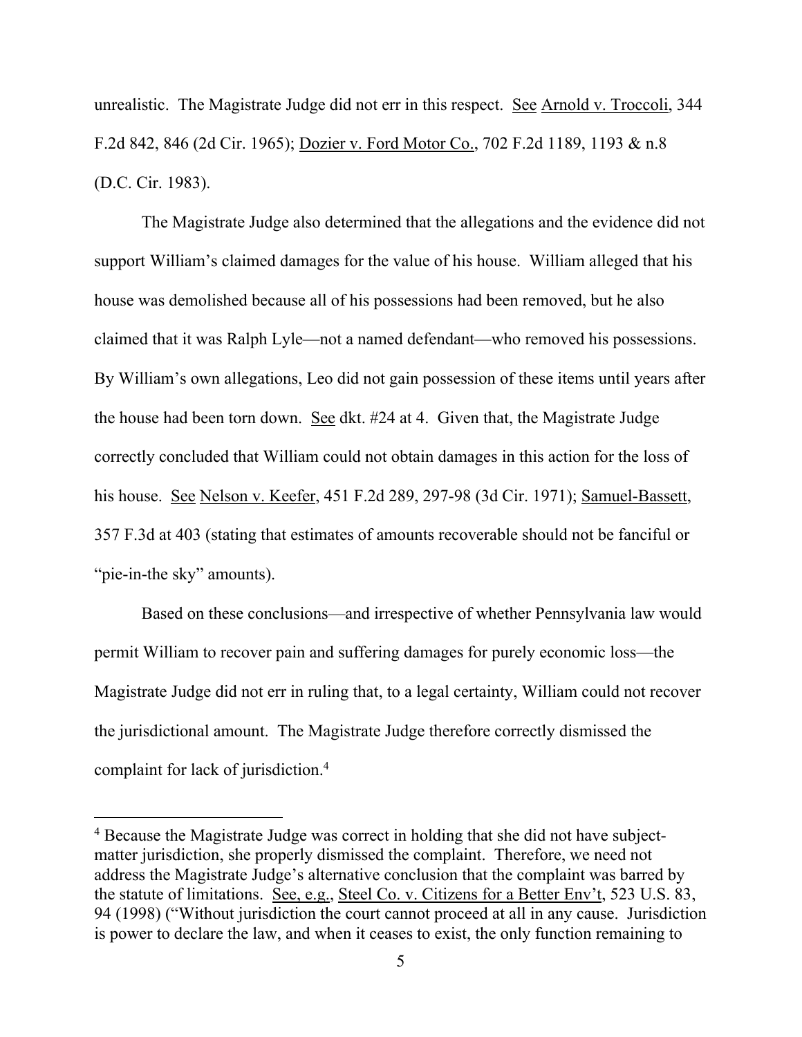unrealistic. The Magistrate Judge did not err in this respect. See Arnold v. Troccoli, 344 F.2d 842, 846 (2d Cir. 1965); Dozier v. Ford Motor Co., 702 F.2d 1189, 1193 & n.8 (D.C. Cir. 1983).

The Magistrate Judge also determined that the allegations and the evidence did not support William's claimed damages for the value of his house. William alleged that his house was demolished because all of his possessions had been removed, but he also claimed that it was Ralph Lyle—not a named defendant—who removed his possessions. By William's own allegations, Leo did not gain possession of these items until years after the house had been torn down. See dkt. #24 at 4. Given that, the Magistrate Judge correctly concluded that William could not obtain damages in this action for the loss of his house. See Nelson v. Keefer, 451 F.2d 289, 297-98 (3d Cir. 1971); Samuel-Bassett, 357 F.3d at 403 (stating that estimates of amounts recoverable should not be fanciful or "pie-in-the sky" amounts).

Based on these conclusions—and irrespective of whether Pennsylvania law would permit William to recover pain and suffering damages for purely economic loss—the Magistrate Judge did not err in ruling that, to a legal certainty, William could not recover the jurisdictional amount. The Magistrate Judge therefore correctly dismissed the complaint for lack of jurisdiction.[4]

---

[4] Because the Magistrate Judge was correct in holding that she did not have subject-matter jurisdiction, she properly dismissed the complaint. Therefore, we need not address the Magistrate Judge's alternative conclusion that the complaint was barred by the statute of limitations. See, e.g., Steel Co. v. Citizens for a Better Env't, 523 U.S. 83, 94 (1998) ("Without jurisdiction the court cannot proceed at all in any cause. Jurisdiction is power to declare the law, and when it ceases to exist, the only function remaining to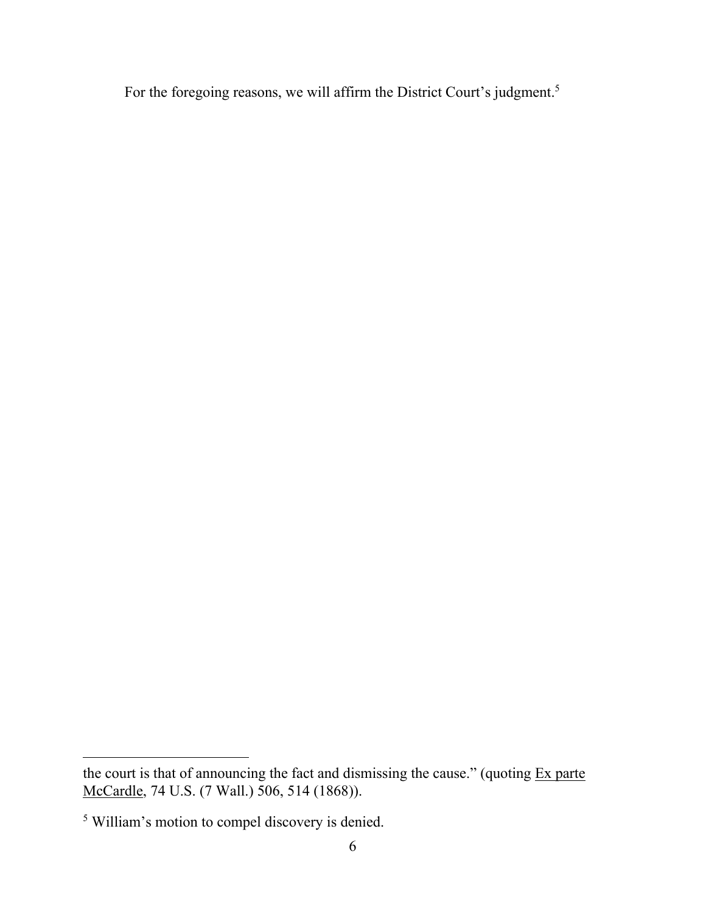For the foregoing reasons, we will affirm the District Court's judgment.[5]

---

the court is that of announcing the fact and dismissing the cause." (quoting Ex parte McCardle, 74 U.S. (7 Wall.) 506, 514 (1868)).

[5] William's motion to compel discovery is denied.